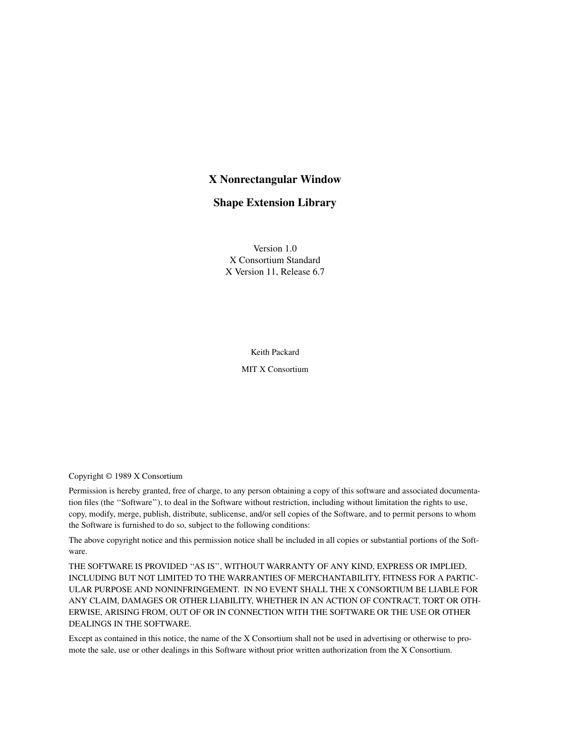# X Nonrectangular Window

# Shape Extension Library

Version 1.0
X Consortium Standard
X Version 11, Release 6.7

Keith Packard

MIT X Consortium

Copyright © 1989 X Consortium

Permission is hereby granted, free of charge, to any person obtaining a copy of this software and associated documentation files (the ''Software''), to deal in the Software without restriction, including without limitation the rights to use, copy, modify, merge, publish, distribute, sublicense, and/or sell copies of the Software, and to permit persons to whom the Software is furnished to do so, subject to the following conditions:

The above copyright notice and this permission notice shall be included in all copies or substantial portions of the Software.

THE SOFTWARE IS PROVIDED ''AS IS'', WITHOUT WARRANTY OF ANY KIND, EXPRESS OR IMPLIED, INCLUDING BUT NOT LIMITED TO THE WARRANTIES OF MERCHANTABILITY, FITNESS FOR A PARTICULAR PURPOSE AND NONINFRINGEMENT. IN NO EVENT SHALL THE X CONSORTIUM BE LIABLE FOR ANY CLAIM, DAMAGES OR OTHER LIABILITY, WHETHER IN AN ACTION OF CONTRACT, TORT OR OTHERWISE, ARISING FROM, OUT OF OR IN CONNECTION WITH THE SOFTWARE OR THE USE OR OTHER DEALINGS IN THE SOFTWARE.

Except as contained in this notice, the name of the X Consortium shall not be used in advertising or otherwise to promote the sale, use or other dealings in this Software without prior written authorization from the X Consortium.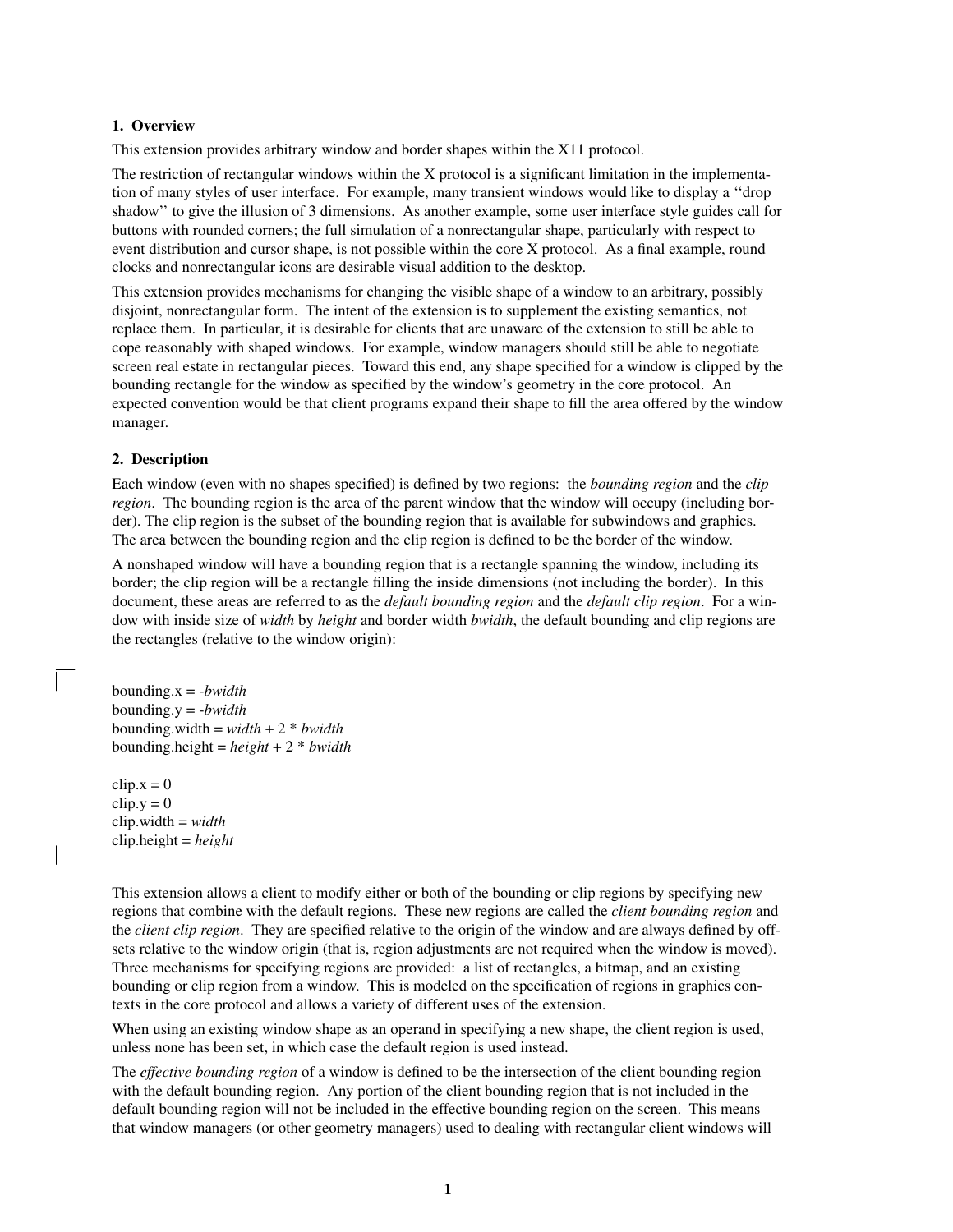## 1. Overview

This extension provides arbitrary window and border shapes within the X11 protocol.

The restriction of rectangular windows within the X protocol is a significant limitation in the implementation of many styles of user interface. For example, many transient windows would like to display a ''drop shadow'' to give the illusion of 3 dimensions. As another example, some user interface style guides call for buttons with rounded corners; the full simulation of a nonrectangular shape, particularly with respect to event distribution and cursor shape, is not possible within the core X protocol. As a final example, round clocks and nonrectangular icons are desirable visual addition to the desktop.

This extension provides mechanisms for changing the visible shape of a window to an arbitrary, possibly disjoint, nonrectangular form. The intent of the extension is to supplement the existing semantics, not replace them. In particular, it is desirable for clients that are unaware of the extension to still be able to cope reasonably with shaped windows. For example, window managers should still be able to negotiate screen real estate in rectangular pieces. Toward this end, any shape specified for a window is clipped by the bounding rectangle for the window as specified by the window's geometry in the core protocol. An expected convention would be that client programs expand their shape to fill the area offered by the window manager.

## 2. Description

Each window (even with no shapes specified) is defined by two regions: the *bounding region* and the *clip region*. The bounding region is the area of the parent window that the window will occupy (including border). The clip region is the subset of the bounding region that is available for subwindows and graphics. The area between the bounding region and the clip region is defined to be the border of the window.

A nonshaped window will have a bounding region that is a rectangle spanning the window, including its border; the clip region will be a rectangle filling the inside dimensions (not including the border). In this document, these areas are referred to as the *default bounding region* and the *default clip region*. For a window with inside size of *width* by *height* and border width *bwidth*, the default bounding and clip regions are the rectangles (relative to the window origin):

bounding.x = -*bwidth*
bounding.y = -*bwidth*
bounding.width = *width* + 2 * *bwidth*
bounding.height = *height* + 2 * *bwidth*

clip.x = 0
clip.y = 0
clip.width = *width*
clip.height = *height*

This extension allows a client to modify either or both of the bounding or clip regions by specifying new regions that combine with the default regions. These new regions are called the *client bounding region* and the *client clip region*. They are specified relative to the origin of the window and are always defined by offsets relative to the window origin (that is, region adjustments are not required when the window is moved). Three mechanisms for specifying regions are provided: a list of rectangles, a bitmap, and an existing bounding or clip region from a window. This is modeled on the specification of regions in graphics contexts in the core protocol and allows a variety of different uses of the extension.

When using an existing window shape as an operand in specifying a new shape, the client region is used, unless none has been set, in which case the default region is used instead.

The *effective bounding region* of a window is defined to be the intersection of the client bounding region with the default bounding region. Any portion of the client bounding region that is not included in the default bounding region will not be included in the effective bounding region on the screen. This means that window managers (or other geometry managers) used to dealing with rectangular client windows will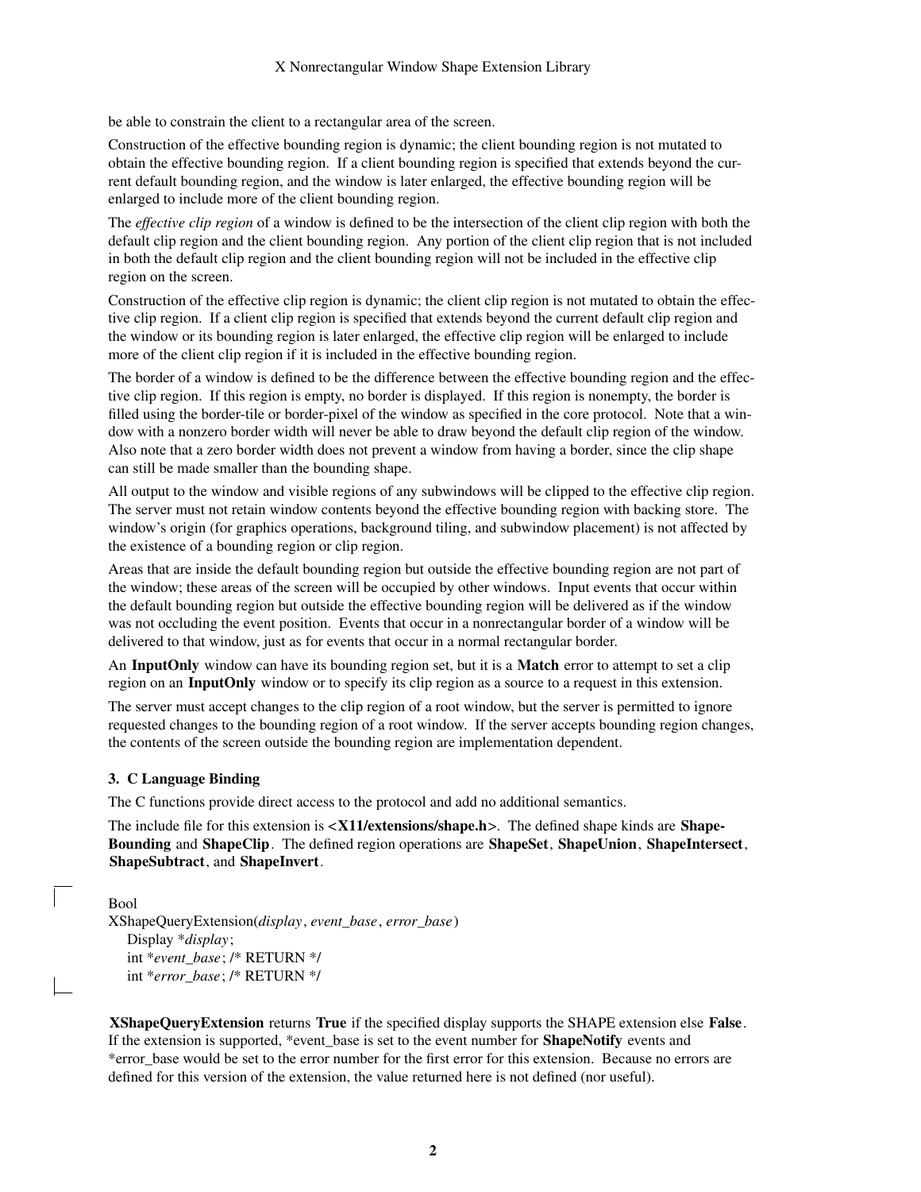be able to constrain the client to a rectangular area of the screen.

Construction of the effective bounding region is dynamic; the client bounding region is not mutated to obtain the effective bounding region. If a client bounding region is specified that extends beyond the current default bounding region, and the window is later enlarged, the effective bounding region will be enlarged to include more of the client bounding region.

The *effective clip region* of a window is defined to be the intersection of the client clip region with both the default clip region and the client bounding region. Any portion of the client clip region that is not included in both the default clip region and the client bounding region will not be included in the effective clip region on the screen.

Construction of the effective clip region is dynamic; the client clip region is not mutated to obtain the effective clip region. If a client clip region is specified that extends beyond the current default clip region and the window or its bounding region is later enlarged, the effective clip region will be enlarged to include more of the client clip region if it is included in the effective bounding region.

The border of a window is defined to be the difference between the effective bounding region and the effective clip region. If this region is empty, no border is displayed. If this region is nonempty, the border is filled using the border-tile or border-pixel of the window as specified in the core protocol. Note that a window with a nonzero border width will never be able to draw beyond the default clip region of the window. Also note that a zero border width does not prevent a window from having a border, since the clip shape can still be made smaller than the bounding shape.

All output to the window and visible regions of any subwindows will be clipped to the effective clip region. The server must not retain window contents beyond the effective bounding region with backing store. The window's origin (for graphics operations, background tiling, and subwindow placement) is not affected by the existence of a bounding region or clip region.

Areas that are inside the default bounding region but outside the effective bounding region are not part of the window; these areas of the screen will be occupied by other windows. Input events that occur within the default bounding region but outside the effective bounding region will be delivered as if the window was not occluding the event position. Events that occur in a nonrectangular border of a window will be delivered to that window, just as for events that occur in a normal rectangular border.

An **InputOnly** window can have its bounding region set, but it is a **Match** error to attempt to set a clip region on an **InputOnly** window or to specify its clip region as a source to a request in this extension.

The server must accept changes to the clip region of a root window, but the server is permitted to ignore requested changes to the bounding region of a root window. If the server accepts bounding region changes, the contents of the screen outside the bounding region are implementation dependent.

### 3. C Language Binding

The C functions provide direct access to the protocol and add no additional semantics.

The include file for this extension is **<X11/extensions/shape.h>**. The defined shape kinds are **ShapeBounding** and **ShapeClip**. The defined region operations are **ShapeSet**, **ShapeUnion**, **ShapeIntersect**, **ShapeSubtract**, and **ShapeInvert**.

```
Bool
XShapeQueryExtension(display, event_base, error_base)
    Display *display;
    int *event_base; /* RETURN */
    int *error_base; /* RETURN */
```

**XShapeQueryExtension** returns **True** if the specified display supports the SHAPE extension else **False**. If the extension is supported, *event_base is set to the event number for **ShapeNotify** events and *error_base would be set to the error number for the first error for this extension. Because no errors are defined for this version of the extension, the value returned here is not defined (nor useful).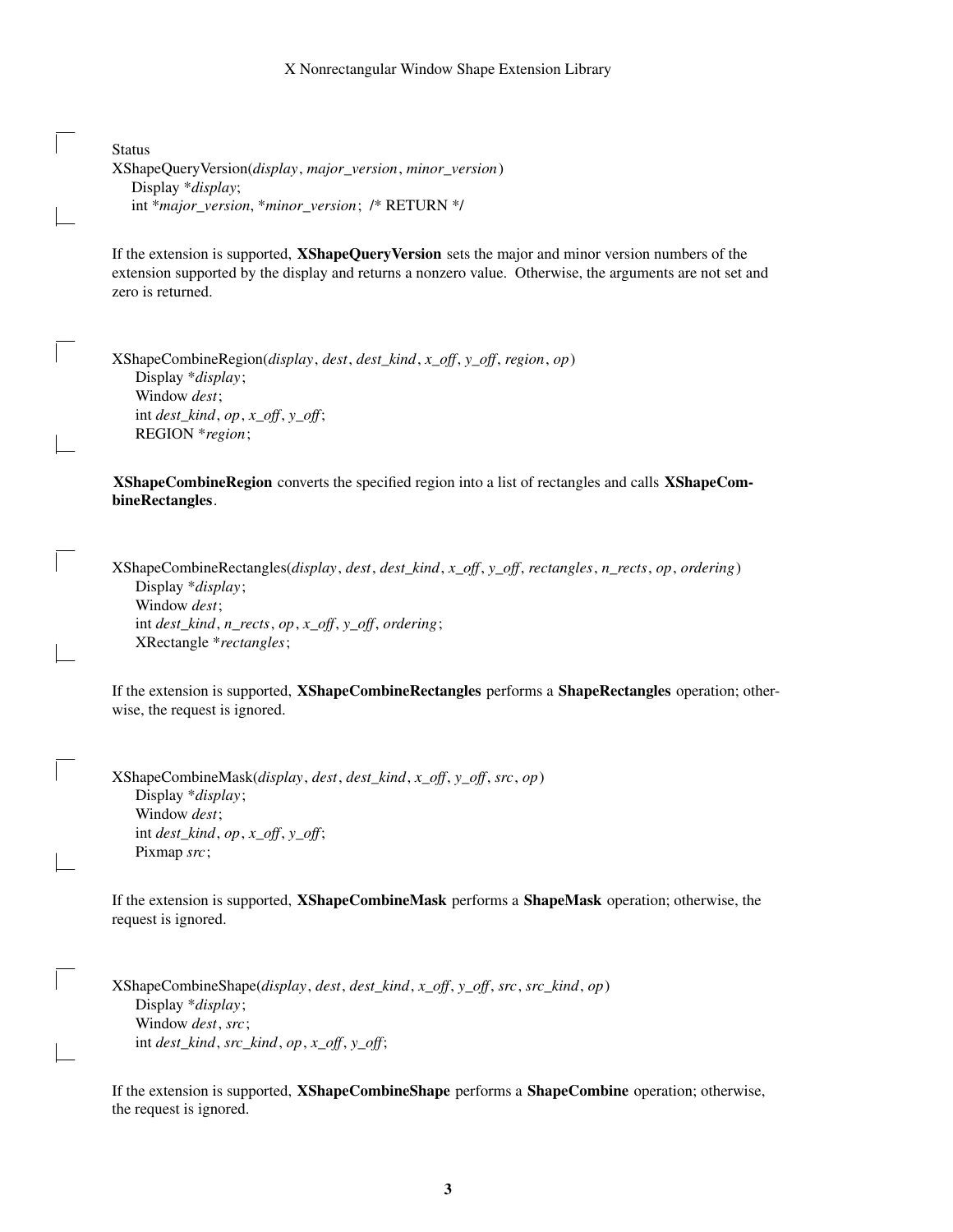```
Status
XShapeQueryVersion(display, major_version, minor_version)
    Display *display;
    int *major_version, *minor_version;  /* RETURN */
```

If the extension is supported, **XShapeQueryVersion** sets the major and minor version numbers of the extension supported by the display and returns a nonzero value. Otherwise, the arguments are not set and zero is returned.

```
XShapeCombineRegion(display, dest, dest_kind, x_off, y_off, region, op)
    Display *display;
    Window dest;
    int dest_kind, op, x_off, y_off;
    REGION *region;
```

**XShapeCombineRegion** converts the specified region into a list of rectangles and calls **XShapeCombineRectangles**.

```
XShapeCombineRectangles(display, dest, dest_kind, x_off, y_off, rectangles, n_rects, op, ordering)
    Display *display;
    Window dest;
    int dest_kind, n_rects, op, x_off, y_off, ordering;
    XRectangle *rectangles;
```

If the extension is supported, **XShapeCombineRectangles** performs a **ShapeRectangles** operation; otherwise, the request is ignored.

```
XShapeCombineMask(display, dest, dest_kind, x_off, y_off, src, op)
    Display *display;
    Window dest;
    int dest_kind, op, x_off, y_off;
    Pixmap src;
```

If the extension is supported, **XShapeCombineMask** performs a **ShapeMask** operation; otherwise, the request is ignored.

```
XShapeCombineShape(display, dest, dest_kind, x_off, y_off, src, src_kind, op)
    Display *display;
    Window dest, src;
    int dest_kind, src_kind, op, x_off, y_off;
```

If the extension is supported, **XShapeCombineShape** performs a **ShapeCombine** operation; otherwise, the request is ignored.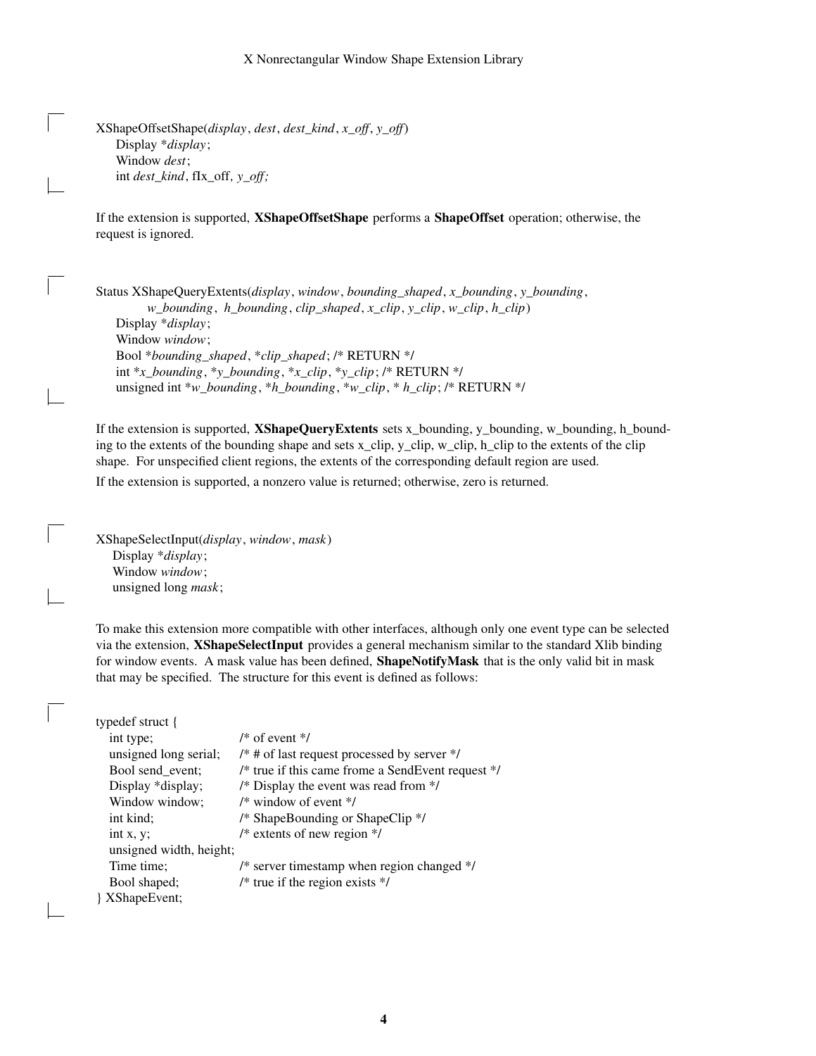```
XShapeOffsetShape(display, dest, dest_kind, x_off, y_off)
     Display *display;
     Window dest;
     int dest_kind, fIx_off, y_off;
```

If the extension is supported, **XShapeOffsetShape** performs a **ShapeOffset** operation; otherwise, the request is ignored.

```
Status XShapeQueryExtents(display, window, bounding_shaped, x_bounding, y_bounding,
          w_bounding, h_bounding, clip_shaped, x_clip, y_clip, w_clip, h_clip)
     Display *display;
     Window window;
     Bool *bounding_shaped, *clip_shaped; /* RETURN */
     int *x_bounding, *y_bounding, *x_clip, *y_clip; /* RETURN */
     unsigned int *w_bounding, *h_bounding, *w_clip, * h_clip; /* RETURN */
```

If the extension is supported, **XShapeQueryExtents** sets x_bounding, y_bounding, w_bounding, h_bounding to the extents of the bounding shape and sets x_clip, y_clip, w_clip, h_clip to the extents of the clip shape. For unspecified client regions, the extents of the corresponding default region are used.

If the extension is supported, a nonzero value is returned; otherwise, zero is returned.

```
XShapeSelectInput(display, window, mask)
    Display *display;
    Window window;
    unsigned long mask;
```

To make this extension more compatible with other interfaces, although only one event type can be selected via the extension, **XShapeSelectInput** provides a general mechanism similar to the standard Xlib binding for window events. A mask value has been defined, **ShapeNotifyMask** that is the only valid bit in mask that may be specified. The structure for this event is defined as follows:

```
typedef struct {
   int type;                 /* of event */
   unsigned long serial;     /* # of last request processed by server */
   Bool send_event;          /* true if this came frome a SendEvent request */
   Display *display;         /* Display the event was read from */
   Window window;            /* window of event */
   int kind;                 /* ShapeBounding or ShapeClip */
   int x, y;                 /* extents of new region */
   unsigned width, height;
   Time time;                /* server timestamp when region changed */
   Bool shaped;              /* true if the region exists */
} XShapeEvent;
```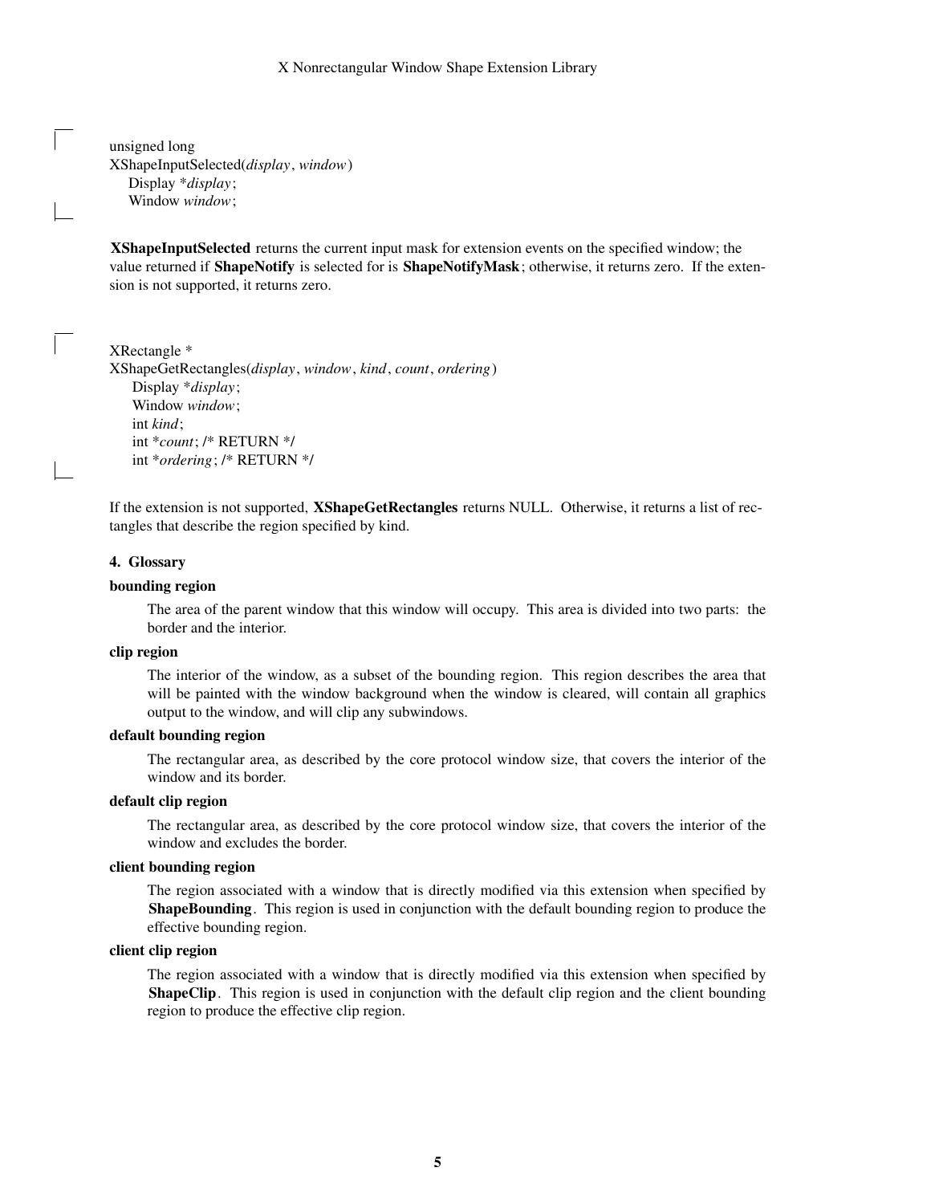```
unsigned long
XShapeInputSelected(display, window)
    Display *display;
    Window window;
```

**XShapeInputSelected** returns the current input mask for extension events on the specified window; the value returned if **ShapeNotify** is selected for is **ShapeNotifyMask**; otherwise, it returns zero. If the extension is not supported, it returns zero.

```
XRectangle *
XShapeGetRectangles(display, window, kind, count, ordering)
    Display *display;
    Window window;
    int kind;
    int *count; /* RETURN */
    int *ordering; /* RETURN */
```

If the extension is not supported, **XShapeGetRectangles** returns NULL. Otherwise, it returns a list of rectangles that describe the region specified by kind.

## 4. Glossary

**bounding region**

The area of the parent window that this window will occupy. This area is divided into two parts: the border and the interior.

**clip region**

The interior of the window, as a subset of the bounding region. This region describes the area that will be painted with the window background when the window is cleared, will contain all graphics output to the window, and will clip any subwindows.

**default bounding region**

The rectangular area, as described by the core protocol window size, that covers the interior of the window and its border.

**default clip region**

The rectangular area, as described by the core protocol window size, that covers the interior of the window and excludes the border.

**client bounding region**

The region associated with a window that is directly modified via this extension when specified by **ShapeBounding**. This region is used in conjunction with the default bounding region to produce the effective bounding region.

**client clip region**

The region associated with a window that is directly modified via this extension when specified by **ShapeClip**. This region is used in conjunction with the default clip region and the client bounding region to produce the effective clip region.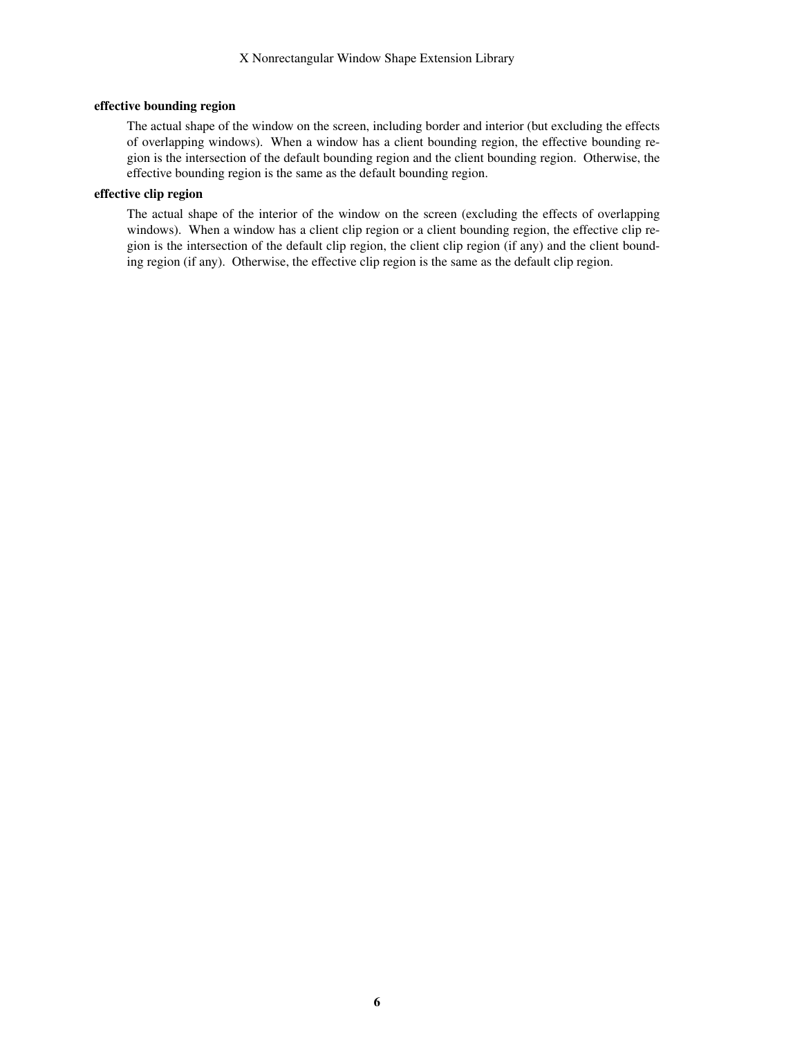**effective bounding region**

The actual shape of the window on the screen, including border and interior (but excluding the effects of overlapping windows). When a window has a client bounding region, the effective bounding region is the intersection of the default bounding region and the client bounding region. Otherwise, the effective bounding region is the same as the default bounding region.

**effective clip region**

The actual shape of the interior of the window on the screen (excluding the effects of overlapping windows). When a window has a client clip region or a client bounding region, the effective clip region is the intersection of the default clip region, the client clip region (if any) and the client bounding region (if any). Otherwise, the effective clip region is the same as the default clip region.